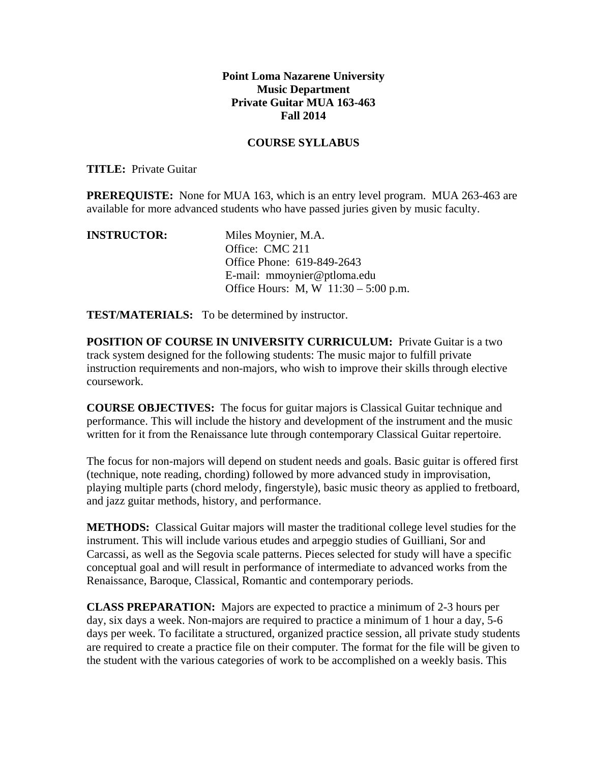**Point Loma Nazarene University**
**Music Department**
**Private Guitar MUA 163-463**
**Fall 2014**

**COURSE SYLLABUS**

**TITLE:** Private Guitar

**PREREQUISTE:** None for MUA 163, which is an entry level program. MUA 263-463 are available for more advanced students who have passed juries given by music faculty.

**INSTRUCTOR:** Miles Moynier, M.A.
Office: CMC 211
Office Phone: 619-849-2643
E-mail: mmoynier@ptloma.edu
Office Hours: M, W 11:30 – 5:00 p.m.

**TEST/MATERIALS:** To be determined by instructor.

**POSITION OF COURSE IN UNIVERSITY CURRICULUM:** Private Guitar is a two track system designed for the following students: The music major to fulfill private instruction requirements and non-majors, who wish to improve their skills through elective coursework.

**COURSE OBJECTIVES:** The focus for guitar majors is Classical Guitar technique and performance. This will include the history and development of the instrument and the music written for it from the Renaissance lute through contemporary Classical Guitar repertoire.

The focus for non-majors will depend on student needs and goals. Basic guitar is offered first (technique, note reading, chording) followed by more advanced study in improvisation, playing multiple parts (chord melody, fingerstyle), basic music theory as applied to fretboard, and jazz guitar methods, history, and performance.

**METHODS:** Classical Guitar majors will master the traditional college level studies for the instrument. This will include various etudes and arpeggio studies of Guilliani, Sor and Carcassi, as well as the Segovia scale patterns. Pieces selected for study will have a specific conceptual goal and will result in performance of intermediate to advanced works from the Renaissance, Baroque, Classical, Romantic and contemporary periods.

**CLASS PREPARATION:** Majors are expected to practice a minimum of 2-3 hours per day, six days a week. Non-majors are required to practice a minimum of 1 hour a day, 5-6 days per week. To facilitate a structured, organized practice session, all private study students are required to create a practice file on their computer. The format for the file will be given to the student with the various categories of work to be accomplished on a weekly basis. This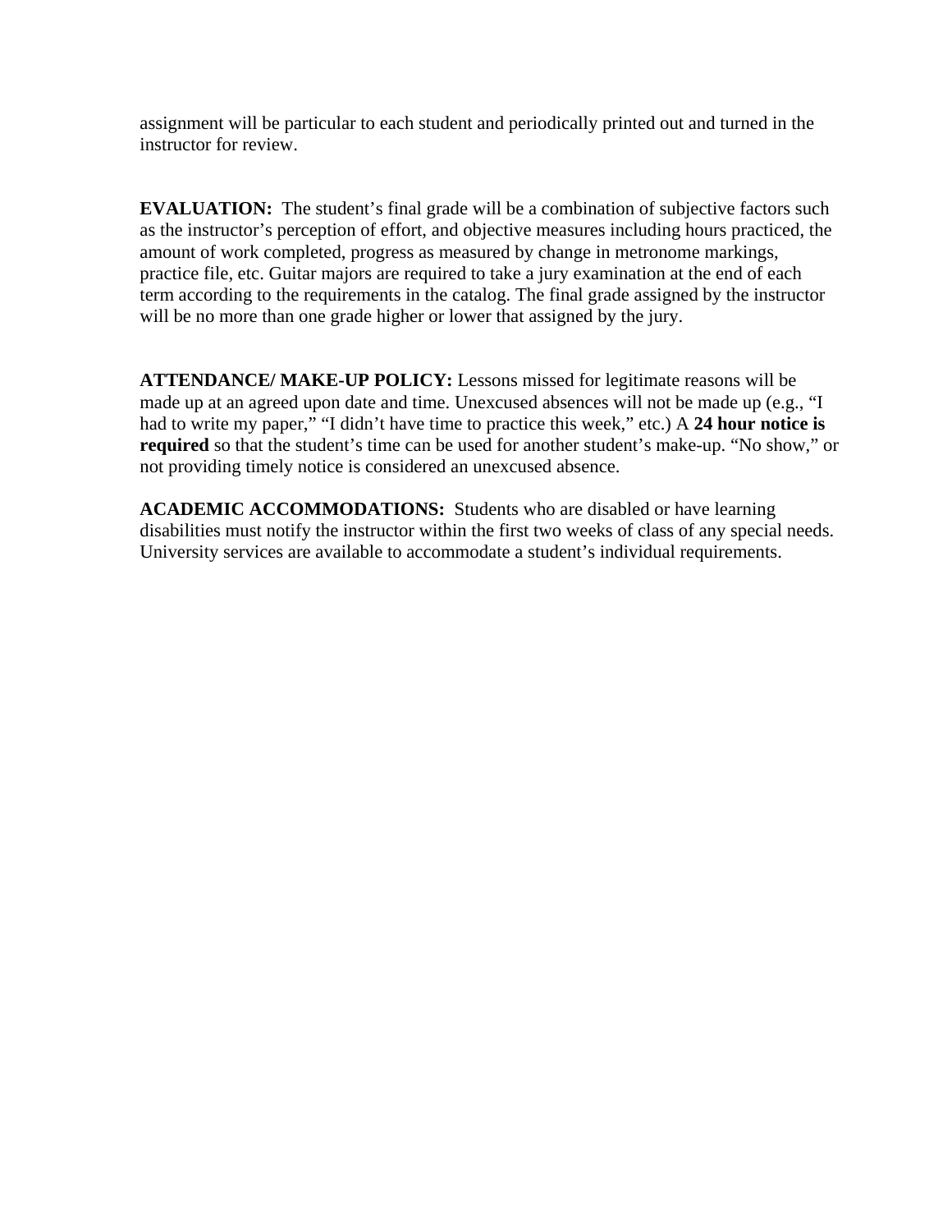assignment will be particular to each student and periodically printed out and turned in the instructor for review.

**EVALUATION:** The student's final grade will be a combination of subjective factors such as the instructor's perception of effort, and objective measures including hours practiced, the amount of work completed, progress as measured by change in metronome markings, practice file, etc. Guitar majors are required to take a jury examination at the end of each term according to the requirements in the catalog. The final grade assigned by the instructor will be no more than one grade higher or lower that assigned by the jury.

**ATTENDANCE/ MAKE-UP POLICY:** Lessons missed for legitimate reasons will be made up at an agreed upon date and time. Unexcused absences will not be made up (e.g., "I had to write my paper," "I didn't have time to practice this week," etc.) A **24 hour notice is required** so that the student's time can be used for another student's make-up. "No show," or not providing timely notice is considered an unexcused absence.

**ACADEMIC ACCOMMODATIONS:** Students who are disabled or have learning disabilities must notify the instructor within the first two weeks of class of any special needs. University services are available to accommodate a student's individual requirements.